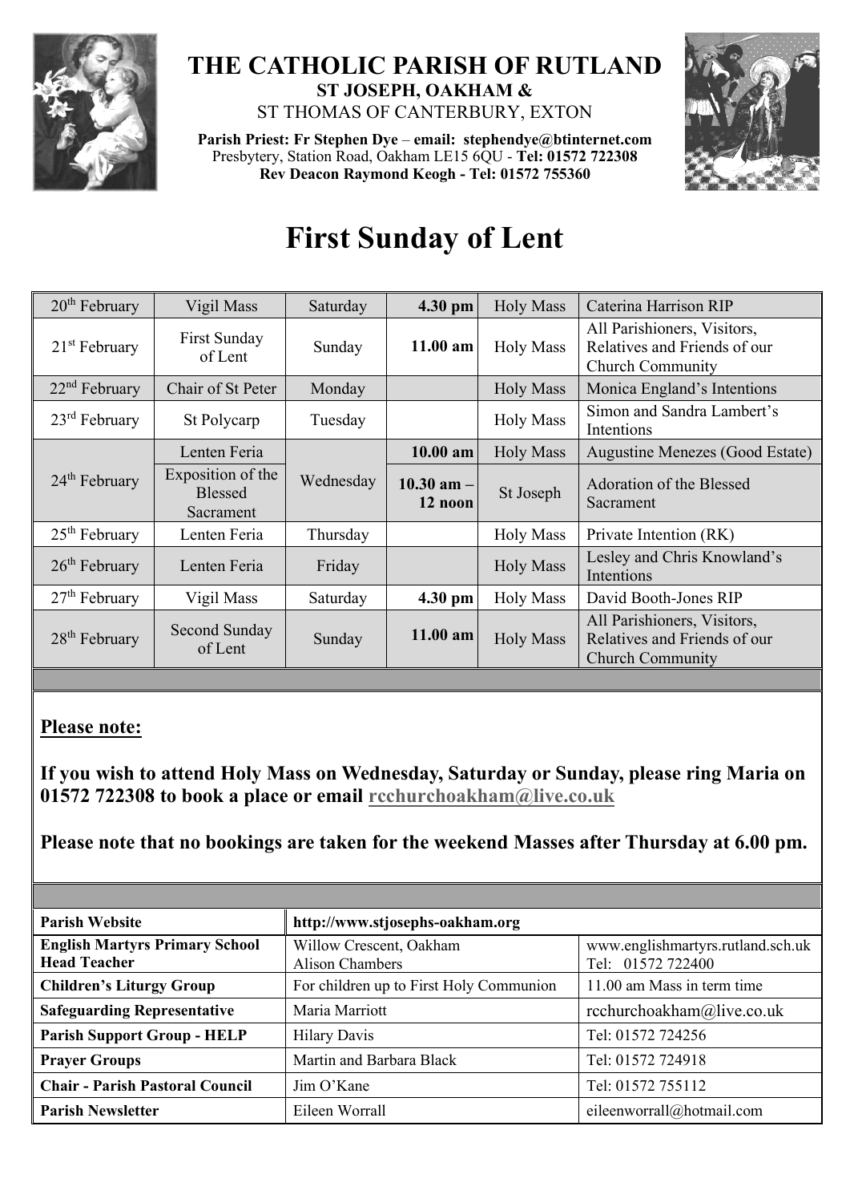# THE CATHOLIC PARISH OF RUTLAND

**ST JOSEPH, OAKHAM &**

ST THOMAS OF CANTERBURY, EXTON

**Parish Priest: Fr Stephen Dye** – **email: stephendye@btinternet.com**
Presbytery, Station Road, Oakham LE15 6QU - **Tel: 01572 722308**
**Rev Deacon Raymond Keogh - Tel: 01572 755360**

# First Sunday of Lent

| | | | | | |
|---|---|---|---|---|---|
| 20th February | Vigil Mass | Saturday | **4.30 pm** | Holy Mass | Caterina Harrison RIP |
| 21st February | First Sunday of Lent | Sunday | **11.00 am** | Holy Mass | All Parishioners, Visitors, Relatives and Friends of our Church Community |
| 22nd February | Chair of St Peter | Monday | | Holy Mass | Monica England's Intentions |
| 23rd February | St Polycarp | Tuesday | | Holy Mass | Simon and Sandra Lambert's Intentions |
| 24th February | Lenten Feria | Wednesday | **10.00 am** | Holy Mass | Augustine Menezes (Good Estate) |
| | Exposition of the Blessed Sacrament | | **10.30 am – 12 noon** | St Joseph | Adoration of the Blessed Sacrament |
| 25th February | Lenten Feria | Thursday | | Holy Mass | Private Intention (RK) |
| 26th February | Lenten Feria | Friday | | Holy Mass | Lesley and Chris Knowland's Intentions |
| 27th February | Vigil Mass | Saturday | **4.30 pm** | Holy Mass | David Booth-Jones RIP |
| 28th February | Second Sunday of Lent | Sunday | **11.00 am** | Holy Mass | All Parishioners, Visitors, Relatives and Friends of our Church Community |

**Please note:**

**If you wish to attend Holy Mass on Wednesday, Saturday or Sunday, please ring Maria on 01572 722308 to book a place or email rcchurchoakham@live.co.uk**

**Please note that no bookings are taken for the weekend Masses after Thursday at 6.00 pm.**

| **Parish Website** | **http://www.stjosephs-oakham.org** | |
|---|---|---|
| **English Martyrs Primary School Head Teacher** | Willow Crescent, Oakham Alison Chambers | www.englishmartyrs.rutland.sch.uk Tel: 01572 722400 |
| **Children's Liturgy Group** | For children up to First Holy Communion | 11.00 am Mass in term time |
| **Safeguarding Representative** | Maria Marriott | rcchurchoakham@live.co.uk |
| **Parish Support Group - HELP** | Hilary Davis | Tel: 01572 724256 |
| **Prayer Groups** | Martin and Barbara Black | Tel: 01572 724918 |
| **Chair - Parish Pastoral Council** | Jim O'Kane | Tel: 01572 755112 |
| **Parish Newsletter** | Eileen Worrall | eileenworrall@hotmail.com |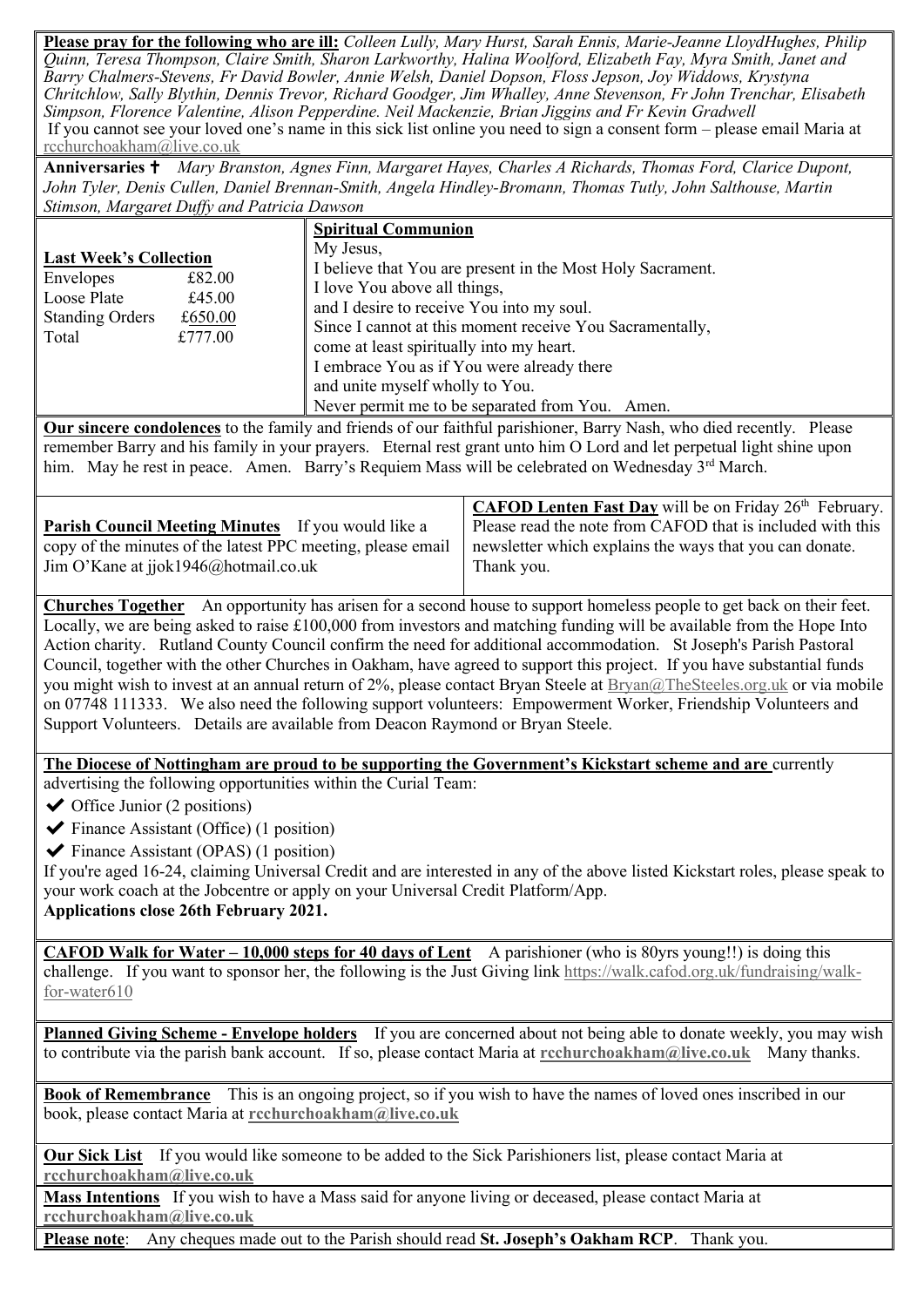**Please pray for the following who are ill:** *Colleen Lully, Mary Hurst, Sarah Ennis, Marie-Jeanne LloydHughes, Philip Quinn, Teresa Thompson, Claire Smith, Sharon Larkworthy, Halina Woolford, Elizabeth Fay, Myra Smith, Janet and Barry Chalmers-Stevens, Fr David Bowler, Annie Welsh, Daniel Dopson, Floss Jepson, Joy Widdows, Krystyna Chritchlow, Sally Blythin, Dennis Trevor, Richard Goodger, Jim Whalley, Anne Stevenson, Fr John Trenchar, Elisabeth Simpson, Florence Valentine, Alison Pepperdine. Neil Mackenzie, Brian Jiggins and Fr Kevin Gradwell*

If you cannot see your loved one's name in this sick list online you need to sign a consent form – please email Maria at rcchurchoakham@live.co.uk

**Anniversaries ✝** *Mary Branston, Agnes Finn, Margaret Hayes, Charles A Richards, Thomas Ford, Clarice Dupont, John Tyler, Denis Cullen, Daniel Brennan-Smith, Angela Hindley-Bromann, Thomas Tutly, John Salthouse, Martin Stimson, Margaret Duffy and Patricia Dawson*

**Last Week's Collection**

| | |
|---|---|
| Envelopes | £82.00 |
| Loose Plate | £45.00 |
| Standing Orders | £650.00 |
| Total | £777.00 |

**Spiritual Communion**

My Jesus,
I believe that You are present in the Most Holy Sacrament.
I love You above all things,
and I desire to receive You into my soul.
Since I cannot at this moment receive You Sacramentally,
come at least spiritually into my heart.
I embrace You as if You were already there
and unite myself wholly to You.
Never permit me to be separated from You. Amen.

**Our sincere condolences** to the family and friends of our faithful parishioner, Barry Nash, who died recently. Please remember Barry and his family in your prayers. Eternal rest grant unto him O Lord and let perpetual light shine upon him. May he rest in peace. Amen. Barry's Requiem Mass will be celebrated on Wednesday 3rd March.

**Parish Council Meeting Minutes** If you would like a copy of the minutes of the latest PPC meeting, please email Jim O'Kane at jjok1946@hotmail.co.uk

**CAFOD Lenten Fast Day** will be on Friday 26th February. Please read the note from CAFOD that is included with this newsletter which explains the ways that you can donate. Thank you.

**Churches Together** An opportunity has arisen for a second house to support homeless people to get back on their feet. Locally, we are being asked to raise £100,000 from investors and matching funding will be available from the Hope Into Action charity. Rutland County Council confirm the need for additional accommodation. St Joseph's Parish Pastoral Council, together with the other Churches in Oakham, have agreed to support this project. If you have substantial funds you might wish to invest at an annual return of 2%, please contact Bryan Steele at Bryan@TheSteeles.org.uk or via mobile on 07748 111333. We also need the following support volunteers: Empowerment Worker, Friendship Volunteers and Support Volunteers. Details are available from Deacon Raymond or Bryan Steele.

**The Diocese of Nottingham are proud to be supporting the Government's Kickstart scheme and are** currently advertising the following opportunities within the Curial Team:

- ✔ Office Junior (2 positions)
- ✔ Finance Assistant (Office) (1 position)
- ✔ Finance Assistant (OPAS) (1 position)

If you're aged 16-24, claiming Universal Credit and are interested in any of the above listed Kickstart roles, please speak to your work coach at the Jobcentre or apply on your Universal Credit Platform/App.
**Applications close 26th February 2021.**

**CAFOD Walk for Water – 10,000 steps for 40 days of Lent** A parishioner (who is 80yrs young!!) is doing this challenge. If you want to sponsor her, the following is the Just Giving link https://walk.cafod.org.uk/fundraising/walk-for-water610

**Planned Giving Scheme - Envelope holders** If you are concerned about not being able to donate weekly, you may wish to contribute via the parish bank account. If so, please contact Maria at **rcchurchoakham@live.co.uk** Many thanks.

**Book of Remembrance** This is an ongoing project, so if you wish to have the names of loved ones inscribed in our book, please contact Maria at **rcchurchoakham@live.co.uk**

**Our Sick List** If you would like someone to be added to the Sick Parishioners list, please contact Maria at **rcchurchoakham@live.co.uk**

**Mass Intentions** If you wish to have a Mass said for anyone living or deceased, please contact Maria at **rcchurchoakham@live.co.uk**

**Please note**: Any cheques made out to the Parish should read **St. Joseph's Oakham RCP**. Thank you.